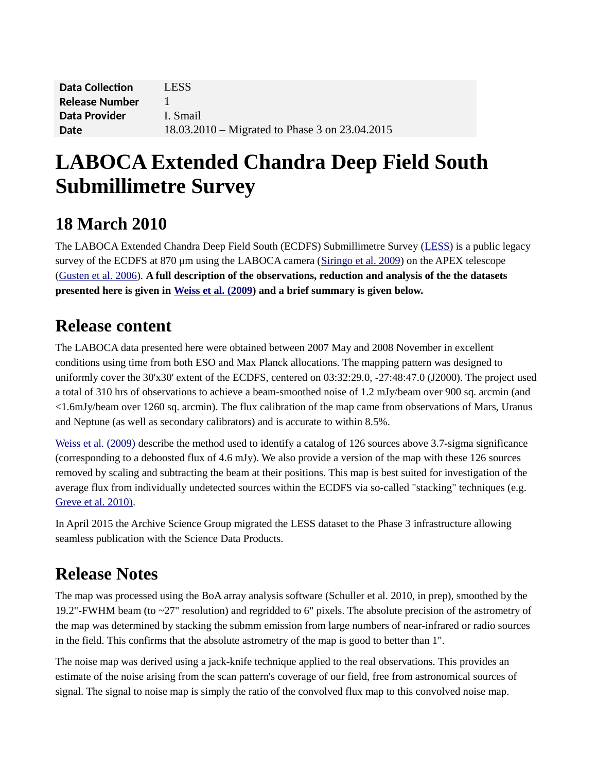| Data Collection | LESS |
| --- | --- |
| Release Number | 1 |
| Data Provider | I. Smail |
| Date | 18.03.2010 – Migrated to Phase 3 on 23.04.2015 |

# LABOCA Extended Chandra Deep Field South Submillimetre Survey

## 18 March 2010

The LABOCA Extended Chandra Deep Field South (ECDFS) Submillimetre Survey (LESS) is a public legacy survey of the ECDFS at 870 µm using the LABOCA camera (Siringo et al. 2009) on the APEX telescope (Gusten et al. 2006). **A full description of the observations, reduction and analysis of the the datasets presented here is given in Weiss et al. (2009) and a brief summary is given below.**

## Release content

The LABOCA data presented here were obtained between 2007 May and 2008 November in excellent conditions using time from both ESO and Max Planck allocations. The mapping pattern was designed to uniformly cover the 30'x30' extent of the ECDFS, centered on 03:32:29.0, -27:48:47.0 (J2000). The project used a total of 310 hrs of observations to achieve a beam-smoothed noise of 1.2 mJy/beam over 900 sq. arcmin (and <1.6mJy/beam over 1260 sq. arcmin). The flux calibration of the map came from observations of Mars, Uranus and Neptune (as well as secondary calibrators) and is accurate to within 8.5%.

Weiss et al. (2009) describe the method used to identify a catalog of 126 sources above 3.7-sigma significance (corresponding to a deboosted flux of 4.6 mJy). We also provide a version of the map with these 126 sources removed by scaling and subtracting the beam at their positions. This map is best suited for investigation of the average flux from individually undetected sources within the ECDFS via so-called "stacking" techniques (e.g. Greve et al. 2010).

In April 2015 the Archive Science Group migrated the LESS dataset to the Phase 3 infrastructure allowing seamless publication with the Science Data Products.

## Release Notes

The map was processed using the BoA array analysis software (Schuller et al. 2010, in prep), smoothed by the 19.2"-FWHM beam (to ~27" resolution) and regridded to 6" pixels. The absolute precision of the astrometry of the map was determined by stacking the submm emission from large numbers of near-infrared or radio sources in the field. This confirms that the absolute astrometry of the map is good to better than 1".

The noise map was derived using a jack-knife technique applied to the real observations. This provides an estimate of the noise arising from the scan pattern's coverage of our field, free from astronomical sources of signal. The signal to noise map is simply the ratio of the convolved flux map to this convolved noise map.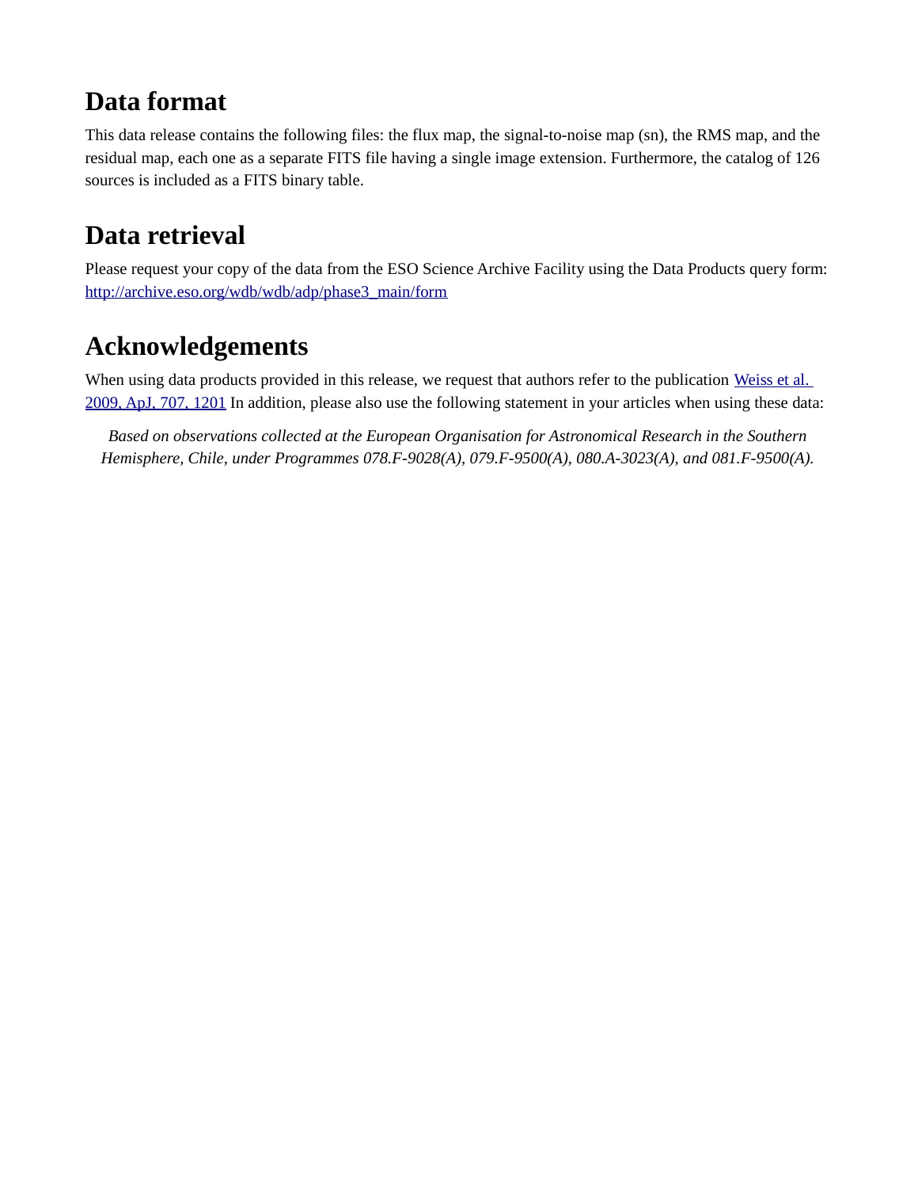## Data format

This data release contains the following files: the flux map, the signal-to-noise map (sn), the RMS map, and the residual map, each one as a separate FITS file having a single image extension. Furthermore, the catalog of 126 sources is included as a FITS binary table.

## Data retrieval

Please request your copy of the data from the ESO Science Archive Facility using the Data Products query form: [http://archive.eso.org/wdb/wdb/adp/phase3_main/form](http://archive.eso.org/wdb/wdb/adp/phase3_main/form)

## Acknowledgements

When using data products provided in this release, we request that authors refer to the publication Weiss et al. 2009, ApJ, 707, 1201 In addition, please also use the following statement in your articles when using these data:

> *Based on observations collected at the European Organisation for Astronomical Research in the Southern Hemisphere, Chile, under Programmes 078.F-9028(A), 079.F-9500(A), 080.A-3023(A), and 081.F-9500(A).*